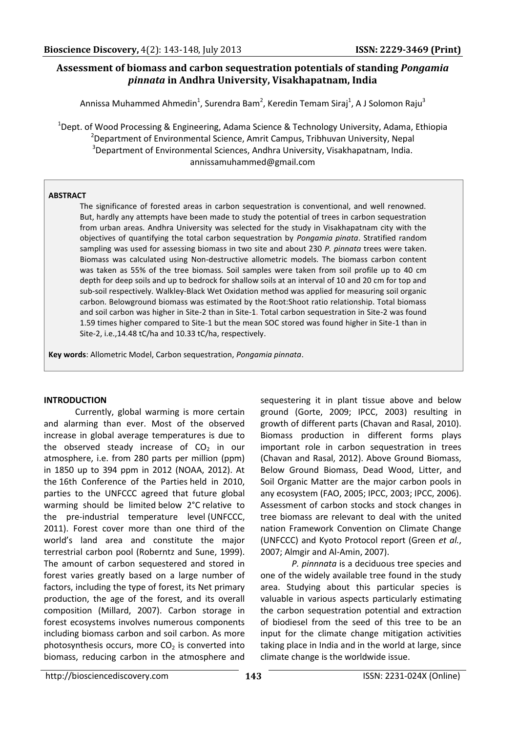# Assessment of biomass and carbon sequestration potentials of standing *Pongamia pinnata* in Andhra University, Visakhapatnam, India

Annissa Muhammed Ahmedin[1], Surendra Bam[2], Keredin Temam Siraj[1], A J Solomon Raju[3]

[1]Dept. of Wood Processing & Engineering, Adama Science & Technology University, Adama, Ethiopia
[2]Department of Environmental Science, Amrit Campus, Tribhuvan University, Nepal
[3]Department of Environmental Sciences, Andhra University, Visakhapatnam, India.
annissamuhammed@gmail.com

### ABSTRACT

The significance of forested areas in carbon sequestration is conventional, and well renowned. But, hardly any attempts have been made to study the potential of trees in carbon sequestration from urban areas. Andhra University was selected for the study in Visakhapatnam city with the objectives of quantifying the total carbon sequestration by *Pongamia pinata*. Stratified random sampling was used for assessing biomass in two site and about 230 *P. pinnata* trees were taken. Biomass was calculated using Non-destructive allometric models. The biomass carbon content was taken as 55% of the tree biomass. Soil samples were taken from soil profile up to 40 cm depth for deep soils and up to bedrock for shallow soils at an interval of 10 and 20 cm for top and sub-soil respectively. Walkley-Black Wet Oxidation method was applied for measuring soil organic carbon. Belowground biomass was estimated by the Root:Shoot ratio relationship. Total biomass and soil carbon was higher in Site-2 than in Site-1. Total carbon sequestration in Site-2 was found 1.59 times higher compared to Site-1 but the mean SOC stored was found higher in Site-1 than in Site-2, i.e.,14.48 tC/ha and 10.33 tC/ha, respectively.

**Key words**: Allometric Model, Carbon sequestration, *Pongamia pinnata*.

## INTRODUCTION

Currently, global warming is more certain and alarming than ever. Most of the observed increase in global average temperatures is due to the observed steady increase of $CO_2$ in our atmosphere, i.e. from 280 parts per million (ppm) in 1850 up to 394 ppm in 2012 (NOAA, 2012). At the 16th Conference of the Parties held in 2010, parties to the UNFCCC agreed that future global warming should be limited below 2°C relative to the pre-industrial temperature level (UNFCCC, 2011). Forest cover more than one third of the world's land area and constitute the major terrestrial carbon pool (Roberntz and Sune, 1999). The amount of carbon sequestered and stored in forest varies greatly based on a large number of factors, including the type of forest, its Net primary production, the age of the forest, and its overall composition (Millard, 2007). Carbon storage in forest ecosystems involves numerous components including biomass carbon and soil carbon. As more photosynthesis occurs, more $CO_2$ is converted into biomass, reducing carbon in the atmosphere and sequestering it in plant tissue above and below ground (Gorte, 2009; IPCC, 2003) resulting in growth of different parts (Chavan and Rasal, 2010). Biomass production in different forms plays important role in carbon sequestration in trees (Chavan and Rasal, 2012). Above Ground Biomass, Below Ground Biomass, Dead Wood, Litter, and Soil Organic Matter are the major carbon pools in any ecosystem (FAO, 2005; IPCC, 2003; IPCC, 2006). Assessment of carbon stocks and stock changes in tree biomass are relevant to deal with the united nation Framework Convention on Climate Change (UNFCCC) and Kyoto Protocol report (Green *et al.*, 2007; Almgir and Al-Amin, 2007).

*P. pinnnata* is a deciduous tree species and one of the widely available tree found in the study area. Studying about this particular species is valuable in various aspects particularly estimating the carbon sequestration potential and extraction of biodiesel from the seed of this tree to be an input for the climate change mitigation activities taking place in India and in the world at large, since climate change is the worldwide issue.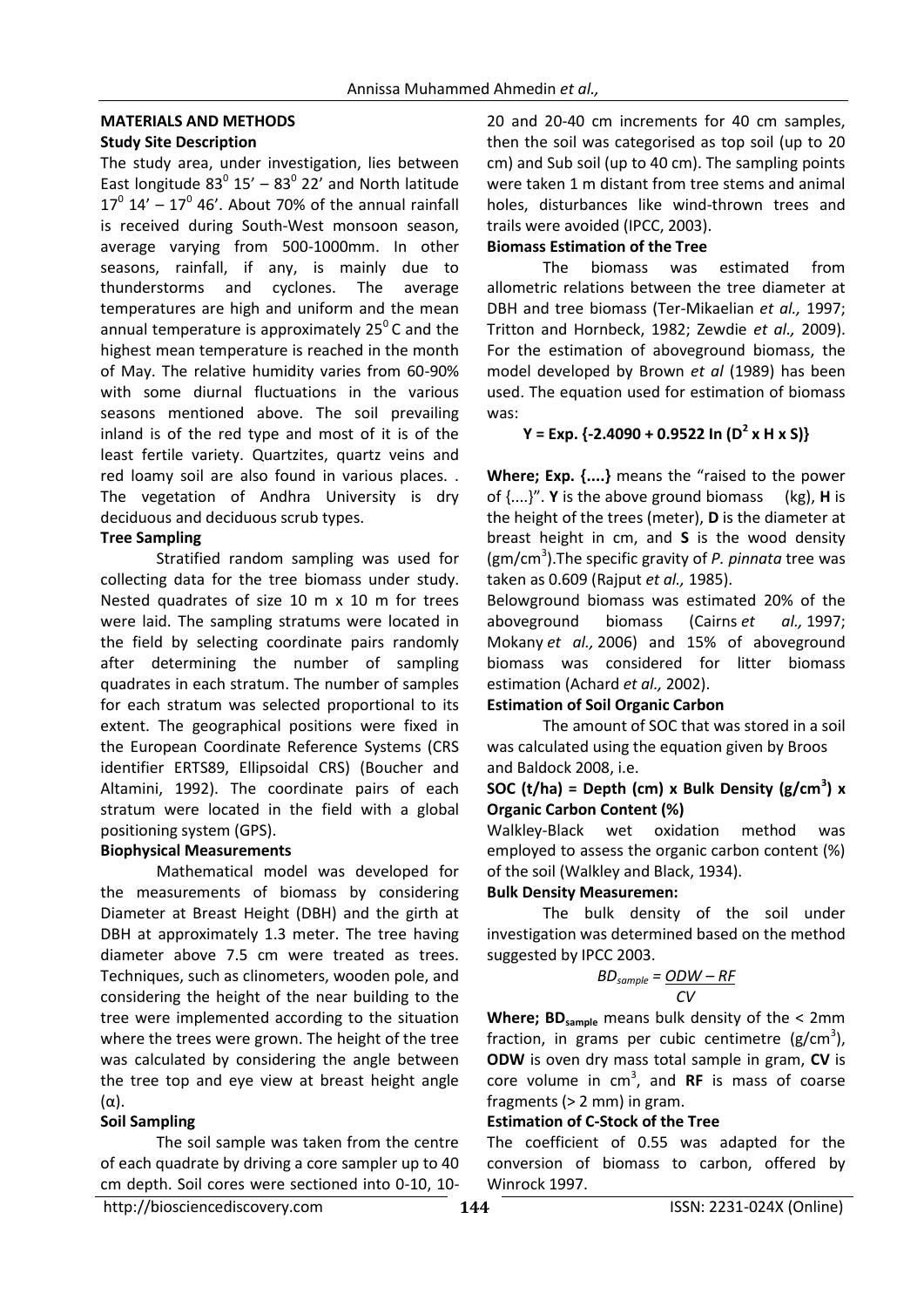## MATERIALS AND METHODS

### Study Site Description

The study area, under investigation, lies between East longitude $83^0$ 15' – $83^0$ 22' and North latitude $17^0$ 14' – $17^0$ 46'. About 70% of the annual rainfall is received during South-West monsoon season, average varying from 500-1000mm. In other seasons, rainfall, if any, is mainly due to thunderstorms and cyclones. The average temperatures are high and uniform and the mean annual temperature is approximately $25^0$ C and the highest mean temperature is reached in the month of May. The relative humidity varies from 60-90% with some diurnal fluctuations in the various seasons mentioned above. The soil prevailing inland is of the red type and most of it is of the least fertile variety. Quartzites, quartz veins and red loamy soil are also found in various places. . The vegetation of Andhra University is dry deciduous and deciduous scrub types.

### Tree Sampling

Stratified random sampling was used for collecting data for the tree biomass under study. Nested quadrates of size 10 m x 10 m for trees were laid. The sampling stratums were located in the field by selecting coordinate pairs randomly after determining the number of sampling quadrates in each stratum. The number of samples for each stratum was selected proportional to its extent. The geographical positions were fixed in the European Coordinate Reference Systems (CRS identifier ERTS89, Ellipsoidal CRS) (Boucher and Altamini, 1992). The coordinate pairs of each stratum were located in the field with a global positioning system (GPS).

### Biophysical Measurements

Mathematical model was developed for the measurements of biomass by considering Diameter at Breast Height (DBH) and the girth at DBH at approximately 1.3 meter. The tree having diameter above 7.5 cm were treated as trees. Techniques, such as clinometers, wooden pole, and considering the height of the near building to the tree were implemented according to the situation where the trees were grown. The height of the tree was calculated by considering the angle between the tree top and eye view at breast height angle (α).

### Soil Sampling

The soil sample was taken from the centre of each quadrate by driving a core sampler up to 40 cm depth. Soil cores were sectioned into 0-10, 10-20 and 20-40 cm increments for 40 cm samples, then the soil was categorised as top soil (up to 20 cm) and Sub soil (up to 40 cm). The sampling points were taken 1 m distant from tree stems and animal holes, disturbances like wind-thrown trees and trails were avoided (IPCC, 2003).

### Biomass Estimation of the Tree

The biomass was estimated from allometric relations between the tree diameter at DBH and tree biomass (Ter-Mikaelian *et al.,* 1997; Tritton and Hornbeck, 1982; Zewdie *et al.,* 2009). For the estimation of aboveground biomass, the model developed by Brown *et al* (1989) has been used. The equation used for estimation of biomass was:

$$Y = \text{Exp.}\{-2.4090 + 0.9522 \ln (D^2 \times H \times S)\}$$

**Where; Exp. {....}** means the "raised to the power of {....}". **Y** is the above ground biomass (kg), **H** is the height of the trees (meter), **D** is the diameter at breast height in cm, and **S** is the wood density (gm/cm$^3$).The specific gravity of *P. pinnata* tree was taken as 0.609 (Rajput *et al.,* 1985).

Belowground biomass was estimated 20% of the aboveground biomass (Cairns *et al.,* 1997; Mokany *et al.,* 2006) and 15% of aboveground biomass was considered for litter biomass estimation (Achard *et al.,* 2002).

### Estimation of Soil Organic Carbon

The amount of SOC that was stored in a soil was calculated using the equation given by Broos and Baldock 2008, i.e.

**SOC (t/ha) = Depth (cm) x Bulk Density (g/cm$^3$) x Organic Carbon Content (%)**

Walkley-Black wet oxidation method was employed to assess the organic carbon content (%) of the soil (Walkley and Black, 1934).

### Bulk Density Measuremen:

The bulk density of the soil under investigation was determined based on the method suggested by IPCC 2003.

$$BD_{sample} = \frac{ODW - RF}{CV}$$

**Where; $BD_{sample}$** means bulk density of the < 2mm fraction, in grams per cubic centimetre (g/cm$^3$), **ODW** is oven dry mass total sample in gram, **CV** is core volume in cm$^3$, and **RF** is mass of coarse fragments (> 2 mm) in gram.

### Estimation of C-Stock of the Tree

The coefficient of 0.55 was adapted for the conversion of biomass to carbon, offered by Winrock 1997.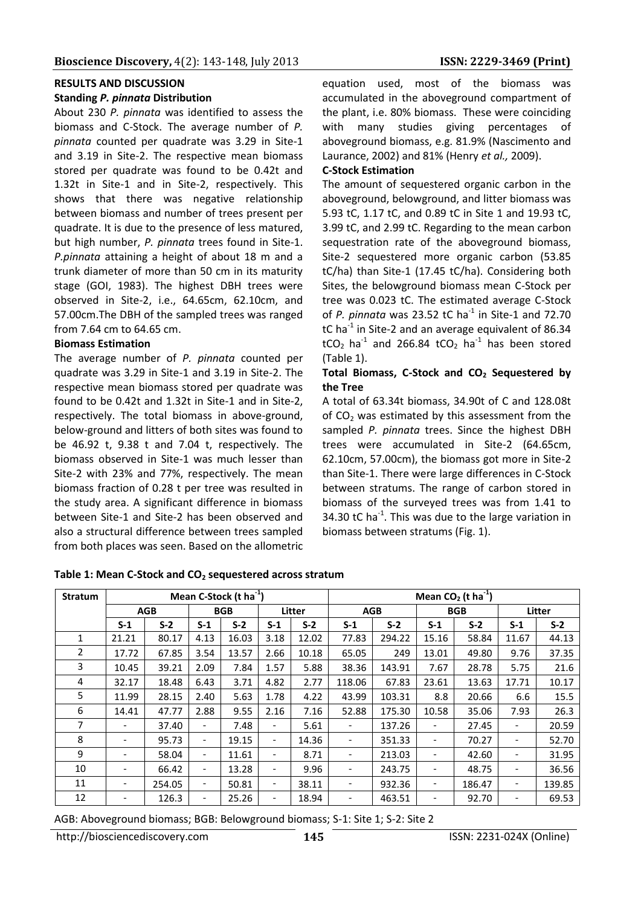## RESULTS AND DISCUSSION

### Standing *P. pinnata* Distribution

About 230 *P. pinnata* was identified to assess the biomass and C-Stock. The average number of *P. pinnata* counted per quadrate was 3.29 in Site-1 and 3.19 in Site-2. The respective mean biomass stored per quadrate was found to be 0.42t and 1.32t in Site-1 and in Site-2, respectively. This shows that there was negative relationship between biomass and number of trees present per quadrate. It is due to the presence of less matured, but high number, *P. pinnata* trees found in Site-1. *P.pinnata* attaining a height of about 18 m and a trunk diameter of more than 50 cm in its maturity stage (GOI, 1983). The highest DBH trees were observed in Site-2, i.e., 64.65cm, 62.10cm, and 57.00cm.The DBH of the sampled trees was ranged from 7.64 cm to 64.65 cm.

### Biomass Estimation

The average number of *P. pinnata* counted per quadrate was 3.29 in Site-1 and 3.19 in Site-2. The respective mean biomass stored per quadrate was found to be 0.42t and 1.32t in Site-1 and in Site-2, respectively. The total biomass in above-ground, below-ground and litters of both sites was found to be 46.92 t, 9.38 t and 7.04 t, respectively. The biomass observed in Site-1 was much lesser than Site-2 with 23% and 77%, respectively. The mean biomass fraction of 0.28 t per tree was resulted in the study area. A significant difference in biomass between Site-1 and Site-2 has been observed and also a structural difference between trees sampled from both places was seen. Based on the allometric equation used, most of the biomass was accumulated in the aboveground compartment of the plant, i.e. 80% biomass. These were coinciding with many studies giving percentages of aboveground biomass, e.g. 81.9% (Nascimento and Laurance, 2002) and 81% (Henry *et al.,* 2009).

### C-Stock Estimation

The amount of sequestered organic carbon in the aboveground, belowground, and litter biomass was 5.93 tC, 1.17 tC, and 0.89 tC in Site 1 and 19.93 tC, 3.99 tC, and 2.99 tC. Regarding to the mean carbon sequestration rate of the aboveground biomass, Site-2 sequestered more organic carbon (53.85 tC/ha) than Site-1 (17.45 tC/ha). Considering both Sites, the belowground biomass mean C-Stock per tree was 0.023 tC. The estimated average C-Stock of *P. pinnata* was 23.52 tC ha$^{-1}$ in Site-1 and 72.70 tC ha$^{-1}$ in Site-2 and an average equivalent of 86.34 t$CO_2$ ha$^{-1}$ and 266.84 t$CO_2$ ha$^{-1}$ has been stored (Table 1).

### Total Biomass, C-Stock and $CO_2$ Sequestered by the Tree

A total of 63.34t biomass, 34.90t of C and 128.08t of $CO_2$ was estimated by this assessment from the sampled *P. pinnata* trees. Since the highest DBH trees were accumulated in Site-2 (64.65cm, 62.10cm, 57.00cm), the biomass got more in Site-2 than Site-1. There were large differences in C-Stock between stratums. The range of carbon stored in biomass of the surveyed trees was from 1.41 to 34.30 tC ha$^{-1}$. This was due to the large variation in biomass between stratums (Fig. 1).

**Table 1: Mean C-Stock and $CO_2$ sequestered across stratum**

| Stratum | Mean C-Stock (t ha$^{-1}$) | | | | | | Mean $CO_2$ (t ha$^{-1}$) | | | | | |
|---|---|---|---|---|---|---|---|---|---|---|---|---|
| | AGB | | BGB | | Litter | | AGB | | BGB | | Litter | |
| | S-1 | S-2 | S-1 | S-2 | S-1 | S-2 | S-1 | S-2 | S-1 | S-2 | S-1 | S-2 |
| 1 | 21.21 | 80.17 | 4.13 | 16.03 | 3.18 | 12.02 | 77.83 | 294.22 | 15.16 | 58.84 | 11.67 | 44.13 |
| 2 | 17.72 | 67.85 | 3.54 | 13.57 | 2.66 | 10.18 | 65.05 | 249 | 13.01 | 49.80 | 9.76 | 37.35 |
| 3 | 10.45 | 39.21 | 2.09 | 7.84 | 1.57 | 5.88 | 38.36 | 143.91 | 7.67 | 28.78 | 5.75 | 21.6 |
| 4 | 32.17 | 18.48 | 6.43 | 3.71 | 4.82 | 2.77 | 118.06 | 67.83 | 23.61 | 13.63 | 17.71 | 10.17 |
| 5 | 11.99 | 28.15 | 2.40 | 5.63 | 1.78 | 4.22 | 43.99 | 103.31 | 8.8 | 20.66 | 6.6 | 15.5 |
| 6 | 14.41 | 47.77 | 2.88 | 9.55 | 2.16 | 7.16 | 52.88 | 175.30 | 10.58 | 35.06 | 7.93 | 26.3 |
| 7 | - | 37.40 | - | 7.48 | - | 5.61 | - | 137.26 | - | 27.45 | - | 20.59 |
| 8 | - | 95.73 | - | 19.15 | - | 14.36 | - | 351.33 | - | 70.27 | - | 52.70 |
| 9 | - | 58.04 | - | 11.61 | - | 8.71 | - | 213.03 | - | 42.60 | - | 31.95 |
| 10 | - | 66.42 | - | 13.28 | - | 9.96 | - | 243.75 | - | 48.75 | - | 36.56 |
| 11 | - | 254.05 | - | 50.81 | - | 38.11 | - | 932.36 | - | 186.47 | - | 139.85 |
| 12 | - | 126.3 | - | 25.26 | - | 18.94 | - | 463.51 | - | 92.70 | - | 69.53 |

AGB: Aboveground biomass; BGB: Belowground biomass; S-1: Site 1; S-2: Site 2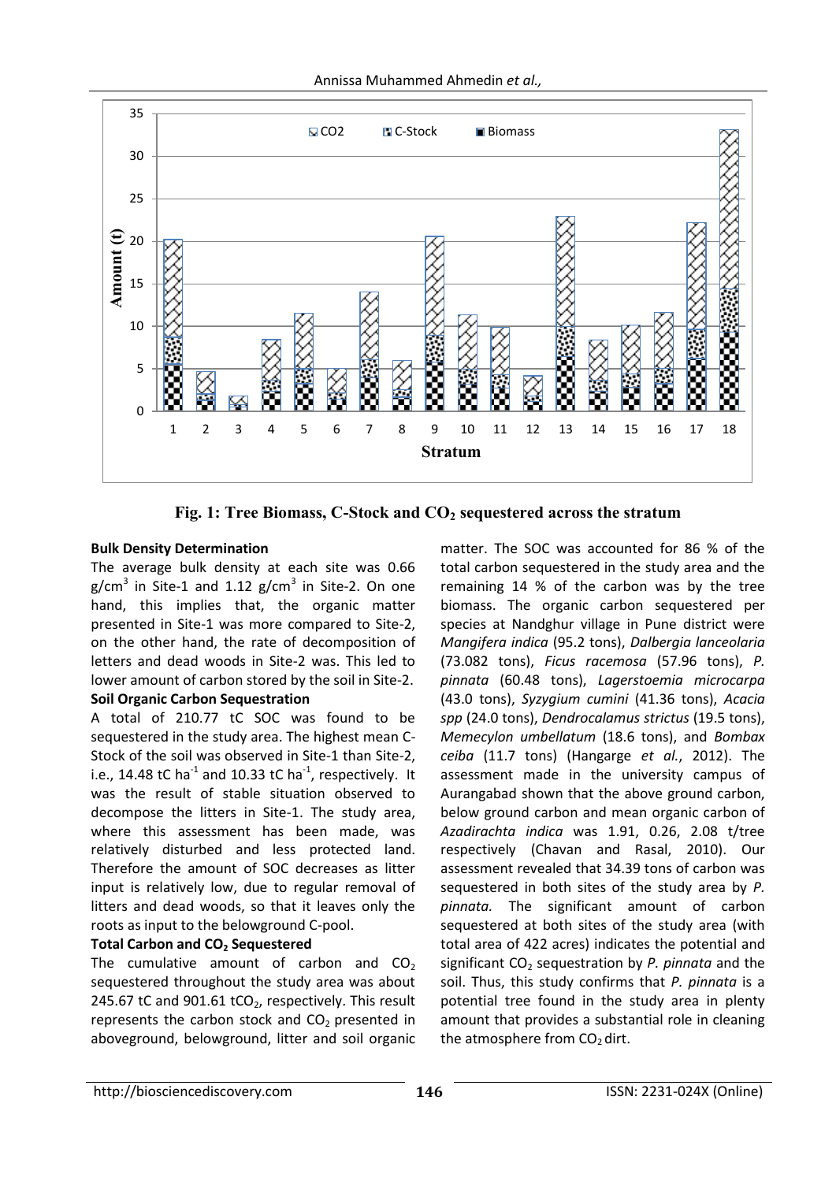Fig. 1: Tree Biomass, C-Stock and $CO_2$ sequestered across the stratum

### Bulk Density Determination

The average bulk density at each site was 0.66 g/cm$^3$ in Site-1 and 1.12 g/cm$^3$ in Site-2. On one hand, this implies that, the organic matter presented in Site-1 was more compared to Site-2, on the other hand, the rate of decomposition of letters and dead woods in Site-2 was. This led to lower amount of carbon stored by the soil in Site-2.

### Soil Organic Carbon Sequestration

A total of 210.77 tC SOC was found to be sequestered in the study area. The highest mean C-Stock of the soil was observed in Site-1 than Site-2, i.e., 14.48 tC ha$^{-1}$ and 10.33 tC ha$^{-1}$, respectively. It was the result of stable situation observed to decompose the litters in Site-1. The study area, where this assessment has been made, was relatively disturbed and less protected land. Therefore the amount of SOC decreases as litter input is relatively low, due to regular removal of litters and dead woods, so that it leaves only the roots as input to the belowground C-pool.

### Total Carbon and $CO_2$ Sequestered

The cumulative amount of carbon and $CO_2$ sequestered throughout the study area was about 245.67 tC and 901.61 t$CO_2$, respectively. This result represents the carbon stock and $CO_2$ presented in aboveground, belowground, litter and soil organic matter. The SOC was accounted for 86 % of the total carbon sequestered in the study area and the remaining 14 % of the carbon was by the tree biomass. The organic carbon sequestered per species at Nandghur village in Pune district were *Mangifera indica* (95.2 tons), *Dalbergia lanceolaria* (73.082 tons), *Ficus racemosa* (57.96 tons), *P. pinnata* (60.48 tons), *Lagerstoemia microcarpa* (43.0 tons), *Syzygium cumini* (41.36 tons), *Acacia spp* (24.0 tons), *Dendrocalamus strictus* (19.5 tons), *Memecylon umbellatum* (18.6 tons), and *Bombax ceiba* (11.7 tons) (Hangarge *et al.*, 2012). The assessment made in the university campus of Aurangabad shown that the above ground carbon, below ground carbon and mean organic carbon of *Azadirachta indica* was 1.91, 0.26, 2.08 t/tree respectively (Chavan and Rasal, 2010). Our assessment revealed that 34.39 tons of carbon was sequestered in both sites of the study area by *P. pinnata.* The significant amount of carbon sequestered at both sites of the study area (with total area of 422 acres) indicates the potential and significant $CO_2$ sequestration by *P. pinnata* and the soil. Thus, this study confirms that *P. pinnata* is a potential tree found in the study area in plenty amount that provides a substantial role in cleaning the atmosphere from $CO_2$ dirt.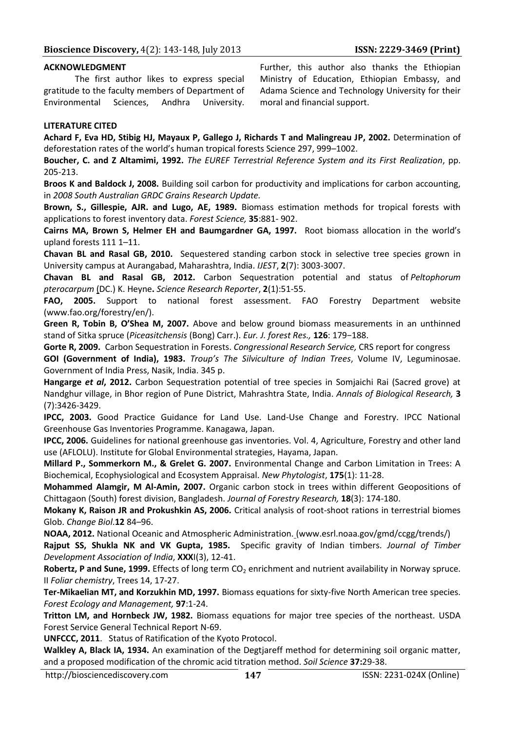## ACKNOWLEDGMENT

The first author likes to express special gratitude to the faculty members of Department of Environmental Sciences, Andhra University. Further, this author also thanks the Ethiopian Ministry of Education, Ethiopian Embassy, and Adama Science and Technology University for their moral and financial support.

## LITERATURE CITED

**Achard F, Eva HD, Stibig HJ, Mayaux P, Gallego J, Richards T and Malingreau JP, 2002.** Determination of deforestation rates of the world's human tropical forests Science 297, 999–1002.

**Boucher, C. and Z Altamimi, 1992.** *The EUREF Terrestrial Reference System and its First Realization*, pp. 205-213.

**Broos K and Baldock J, 2008.** Building soil carbon for productivity and implications for carbon accounting, in *2008 South Australian GRDC Grains Research Update.*

**Brown, S., Gillespie, AJR. and Lugo, AE, 1989.** Biomass estimation methods for tropical forests with applications to forest inventory data. *Forest Science,* **35**:881- 902.

**Cairns MA, Brown S, Helmer EH and Baumgardner GA, 1997.** Root biomass allocation in the world's upland forests 111 1–11.

**Chavan BL and Rasal GB, 2010.** Sequestered standing carbon stock in selective tree species grown in University campus at Aurangabad, Maharashtra, India. *IJEST*, **2**(7): 3003-3007.

**Chavan BL and Rasal GB, 2012.** Carbon Sequestration potential and status of *Peltophorum pterocarpum* (DC.) K. Heyne**.** *Science Research Reporter*, **2**(1):51-55.

**FAO, 2005.** Support to national forest assessment. FAO Forestry Department website (www.fao.org/forestry/en/).

**Green R, Tobin B, O'Shea M, 2007.** Above and below ground biomass measurements in an unthinned stand of Sitka spruce (*Piceasitchensis* (Bong) Carr.). *Eur. J. forest Res.,* **126**: 179−188.

**Gorte R, 2009.** Carbon Sequestration in Forests. *Congressional Research Service,* CRS report for congress

**GOI (Government of India), 1983.** *Troup's The Silviculture of Indian Trees*, Volume IV, Leguminosae. Government of India Press, Nasik, India. 345 p.

**Hangarge *et al*, 2012.** Carbon Sequestration potential of tree species in Somjaichi Rai (Sacred grove) at Nandghur village, in Bhor region of Pune District, Mahrashtra State, India. *Annals of Biological Research,* **3** (7):3426-3429.

**IPCC, 2003.** Good Practice Guidance for Land Use. Land-Use Change and Forestry. IPCC National Greenhouse Gas Inventories Programme. Kanagawa, Japan.

**IPCC, 2006.** Guidelines for national greenhouse gas inventories. Vol. 4, Agriculture, Forestry and other land use (AFLOLU). Institute for Global Environmental strategies, Hayama, Japan.

**Millard P., Sommerkorn M., & Grelet G. 2007.** Environmental Change and Carbon Limitation in Trees: A Biochemical, Ecophysiological and Ecosystem Appraisal. *New Phytologist*, **175**(1): 11-28.

**Mohammed Alamgir, M Al-Amin, 2007.** Organic carbon stock in trees within different Geopositions of Chittagaon (South) forest division, Bangladesh. *Journal of Forestry Research,* **18**(3): 174-180.

**Mokany K, Raison JR and Prokushkin AS, 2006.** Critical analysis of root-shoot rations in terrestrial biomes Glob. *Change Biol*.**12** 84–96.

**NOAA, 2012.** National Oceanic and Atmospheric Administration. (www.esrl.noaa.gov/gmd/ccgg/trends/)

**Rajput SS, Shukla NK and VK Gupta, 1985.** Specific gravity of Indian timbers. *Journal of Timber Development Association of India*, **XXX**I(3), 12-41.

**Robertz, P and Sune, 1999.** Effects of long term $CO_2$ enrichment and nutrient availability in Norway spruce. II *Foliar chemistry*, Trees 14, 17-27.

**Ter-Mikaelian MT, and Korzukhin MD, 1997.** Biomass equations for sixty-five North American tree species. *Forest Ecology and Management,* **97**:1-24.

**Tritton LM, and Hornbeck JW, 1982.** Biomass equations for major tree species of the northeast. USDA Forest Service General Technical Report N-69.

**UNFCCC, 2011**. Status of Ratification of the Kyoto Protocol.

**Walkley A, Black IA, 1934.** An examination of the Degtjareff method for determining soil organic matter, and a proposed modification of the chromic acid titration method. *Soil Science* **37:**29-38.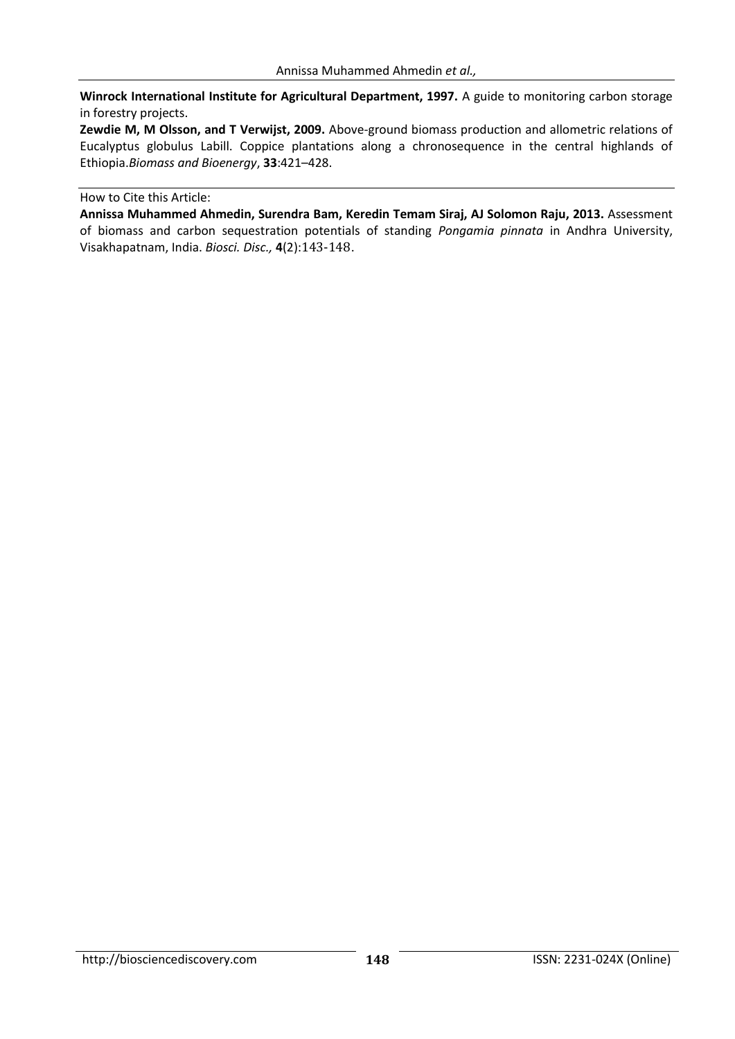**Winrock International Institute for Agricultural Department, 1997.** A guide to monitoring carbon storage in forestry projects.

**Zewdie M, M Olsson, and T Verwijst, 2009.** Above-ground biomass production and allometric relations of Eucalyptus globulus Labill. Coppice plantations along a chronosequence in the central highlands of Ethiopia.*Biomass and Bioenergy*, **33**:421–428.

How to Cite this Article:

**Annissa Muhammed Ahmedin, Surendra Bam, Keredin Temam Siraj, AJ Solomon Raju, 2013.** Assessment of biomass and carbon sequestration potentials of standing *Pongamia pinnata* in Andhra University, Visakhapatnam, India. *Biosci. Disc.,* **4**(2):143-148.